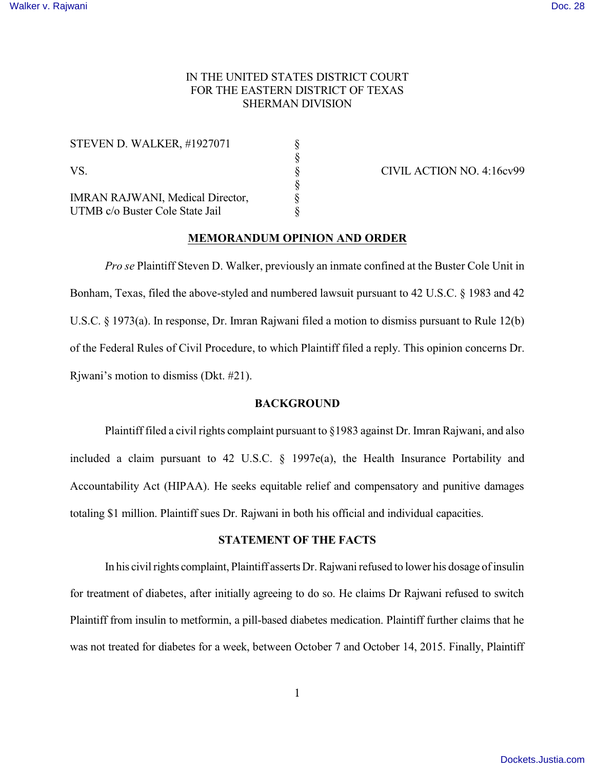IN THE UNITED STATES DISTRICT COURT
FOR THE EASTERN DISTRICT OF TEXAS
SHERMAN DIVISION

| | | |
|---|---|---|
| STEVEN D. WALKER, #1927071 | § | |
| | § | |
| VS. | § | CIVIL ACTION NO. 4:16cv99 |
| | § | |
| IMRAN RAJWANI, Medical Director, UTMB c/o Buster Cole State Jail | § | |

## MEMORANDUM OPINION AND ORDER

*Pro se* Plaintiff Steven D. Walker, previously an inmate confined at the Buster Cole Unit in Bonham, Texas, filed the above-styled and numbered lawsuit pursuant to 42 U.S.C. § 1983 and 42 U.S.C. § 1973(a). In response, Dr. Imran Rajwani filed a motion to dismiss pursuant to Rule 12(b) of the Federal Rules of Civil Procedure, to which Plaintiff filed a reply. This opinion concerns Dr. Rjwani's motion to dismiss (Dkt. #21).

## BACKGROUND

Plaintiff filed a civil rights complaint pursuant to §1983 against Dr. Imran Rajwani, and also included a claim pursuant to 42 U.S.C. § 1997e(a), the Health Insurance Portability and Accountability Act (HIPAA). He seeks equitable relief and compensatory and punitive damages totaling $1 million. Plaintiff sues Dr. Rajwani in both his official and individual capacities.

## STATEMENT OF THE FACTS

In his civil rights complaint, Plaintiff asserts Dr. Rajwani refused to lower his dosage of insulin for treatment of diabetes, after initially agreeing to do so. He claims Dr Rajwani refused to switch Plaintiff from insulin to metformin, a pill-based diabetes medication. Plaintiff further claims that he was not treated for diabetes for a week, between October 7 and October 14, 2015. Finally, Plaintiff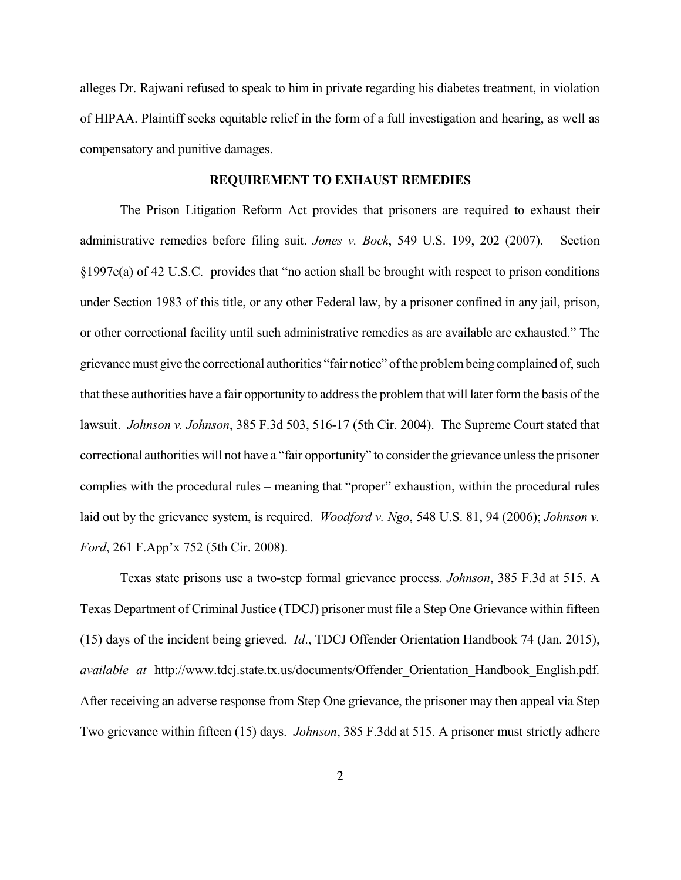alleges Dr. Rajwani refused to speak to him in private regarding his diabetes treatment, in violation of HIPAA. Plaintiff seeks equitable relief in the form of a full investigation and hearing, as well as compensatory and punitive damages.

**REQUIREMENT TO EXHAUST REMEDIES**

The Prison Litigation Reform Act provides that prisoners are required to exhaust their administrative remedies before filing suit. *Jones v. Bock*, 549 U.S. 199, 202 (2007). Section §1997e(a) of 42 U.S.C. provides that "no action shall be brought with respect to prison conditions under Section 1983 of this title, or any other Federal law, by a prisoner confined in any jail, prison, or other correctional facility until such administrative remedies as are available are exhausted." The grievance must give the correctional authorities "fair notice" of the problem being complained of, such that these authorities have a fair opportunity to address the problem that will later form the basis of the lawsuit. *Johnson v. Johnson*, 385 F.3d 503, 516-17 (5th Cir. 2004). The Supreme Court stated that correctional authorities will not have a "fair opportunity" to consider the grievance unless the prisoner complies with the procedural rules – meaning that "proper" exhaustion, within the procedural rules laid out by the grievance system, is required. *Woodford v. Ngo*, 548 U.S. 81, 94 (2006); *Johnson v. Ford*, 261 F.App'x 752 (5th Cir. 2008).

Texas state prisons use a two-step formal grievance process. *Johnson*, 385 F.3d at 515. A Texas Department of Criminal Justice (TDCJ) prisoner must file a Step One Grievance within fifteen (15) days of the incident being grieved. *Id*., TDCJ Offender Orientation Handbook 74 (Jan. 2015), *available at* http://www.tdcj.state.tx.us/documents/Offender_Orientation_Handbook_English.pdf. After receiving an adverse response from Step One grievance, the prisoner may then appeal via Step Two grievance within fifteen (15) days. *Johnson*, 385 F.3dd at 515. A prisoner must strictly adhere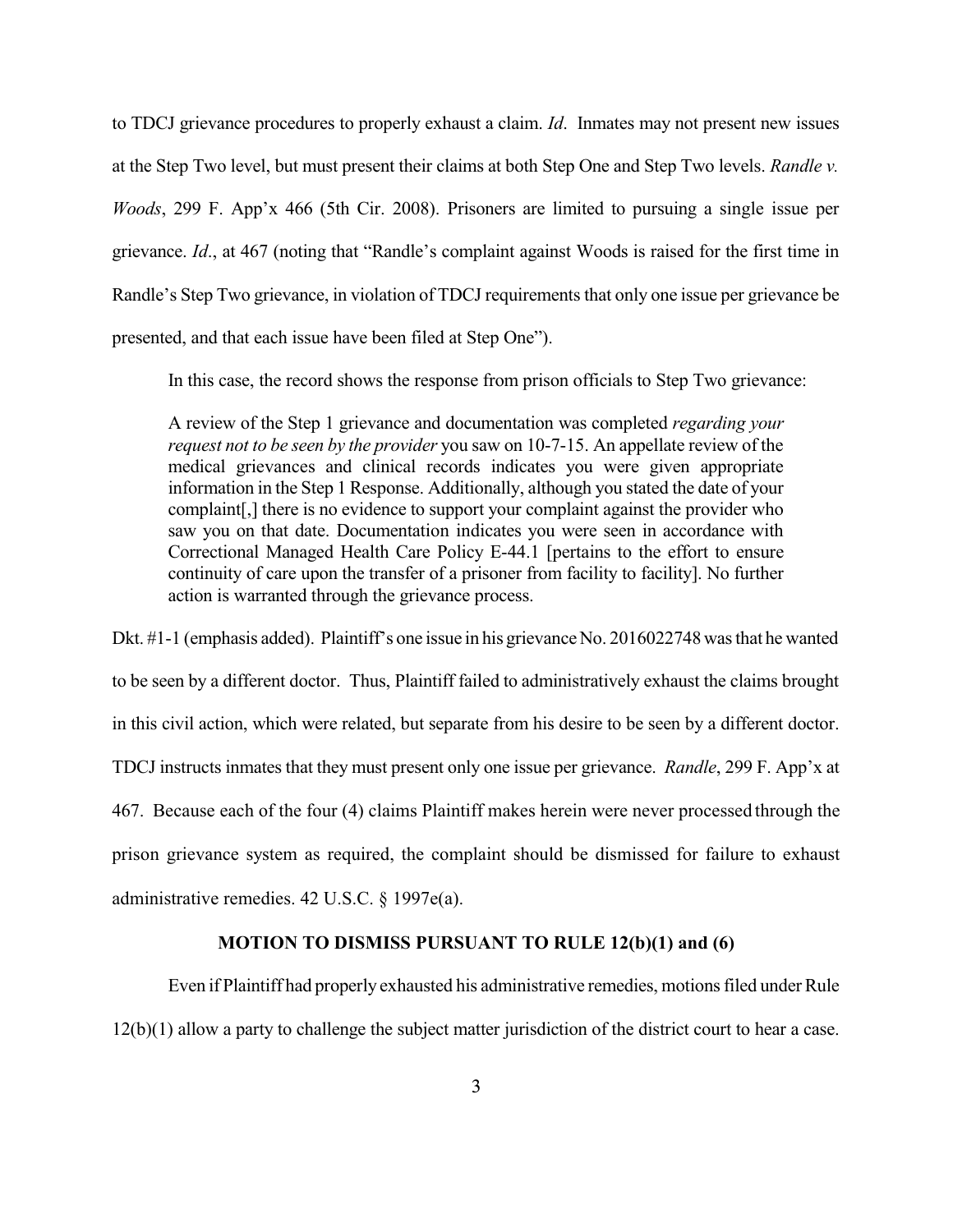to TDCJ grievance procedures to properly exhaust a claim. *Id*. Inmates may not present new issues at the Step Two level, but must present their claims at both Step One and Step Two levels. *Randle v. Woods*, 299 F. App'x 466 (5th Cir. 2008). Prisoners are limited to pursuing a single issue per grievance. *Id*., at 467 (noting that "Randle's complaint against Woods is raised for the first time in Randle's Step Two grievance, in violation of TDCJ requirements that only one issue per grievance be presented, and that each issue have been filed at Step One").

In this case, the record shows the response from prison officials to Step Two grievance:

> A review of the Step 1 grievance and documentation was completed *regarding your request not to be seen by the provider* you saw on 10-7-15. An appellate review of the medical grievances and clinical records indicates you were given appropriate information in the Step 1 Response. Additionally, although you stated the date of your complaint[,] there is no evidence to support your complaint against the provider who saw you on that date. Documentation indicates you were seen in accordance with Correctional Managed Health Care Policy E-44.1 [pertains to the effort to ensure continuity of care upon the transfer of a prisoner from facility to facility]. No further action is warranted through the grievance process.

Dkt. #1-1 (emphasis added). Plaintiff's one issue in his grievance No. 2016022748 was that he wanted to be seen by a different doctor. Thus, Plaintiff failed to administratively exhaust the claims brought in this civil action, which were related, but separate from his desire to be seen by a different doctor. TDCJ instructs inmates that they must present only one issue per grievance. *Randle*, 299 F. App'x at 467. Because each of the four (4) claims Plaintiff makes herein were never processed through the prison grievance system as required, the complaint should be dismissed for failure to exhaust administrative remedies. 42 U.S.C. § 1997e(a).

## MOTION TO DISMISS PURSUANT TO RULE 12(b)(1) and (6)

Even if Plaintiff had properly exhausted his administrative remedies, motions filed under Rule 12(b)(1) allow a party to challenge the subject matter jurisdiction of the district court to hear a case.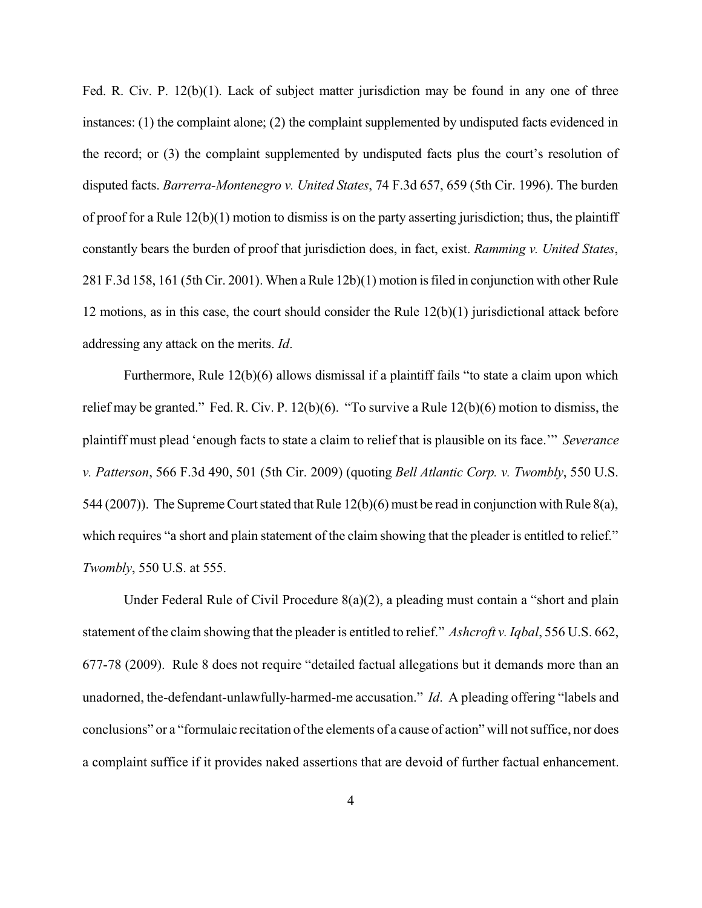Fed. R. Civ. P. 12(b)(1). Lack of subject matter jurisdiction may be found in any one of three instances: (1) the complaint alone; (2) the complaint supplemented by undisputed facts evidenced in the record; or (3) the complaint supplemented by undisputed facts plus the court's resolution of disputed facts. *Barrerra-Montenegro v. United States*, 74 F.3d 657, 659 (5th Cir. 1996). The burden of proof for a Rule 12(b)(1) motion to dismiss is on the party asserting jurisdiction; thus, the plaintiff constantly bears the burden of proof that jurisdiction does, in fact, exist. *Ramming v. United States*, 281 F.3d 158, 161 (5th Cir. 2001). When a Rule 12b)(1) motion is filed in conjunction with other Rule 12 motions, as in this case, the court should consider the Rule 12(b)(1) jurisdictional attack before addressing any attack on the merits. *Id*.

Furthermore, Rule 12(b)(6) allows dismissal if a plaintiff fails "to state a claim upon which relief may be granted." Fed. R. Civ. P. 12(b)(6). "To survive a Rule 12(b)(6) motion to dismiss, the plaintiff must plead 'enough facts to state a claim to relief that is plausible on its face.'" *Severance v. Patterson*, 566 F.3d 490, 501 (5th Cir. 2009) (quoting *Bell Atlantic Corp. v. Twombly*, 550 U.S. 544 (2007)). The Supreme Court stated that Rule 12(b)(6) must be read in conjunction with Rule 8(a), which requires "a short and plain statement of the claim showing that the pleader is entitled to relief." *Twombly*, 550 U.S. at 555.

Under Federal Rule of Civil Procedure 8(a)(2), a pleading must contain a "short and plain statement of the claim showing that the pleader is entitled to relief." *Ashcroft v. Iqbal*, 556 U.S. 662, 677-78 (2009). Rule 8 does not require "detailed factual allegations but it demands more than an unadorned, the-defendant-unlawfully-harmed-me accusation." *Id*. A pleading offering "labels and conclusions" or a "formulaic recitation of the elements of a cause of action" will not suffice, nor does a complaint suffice if it provides naked assertions that are devoid of further factual enhancement.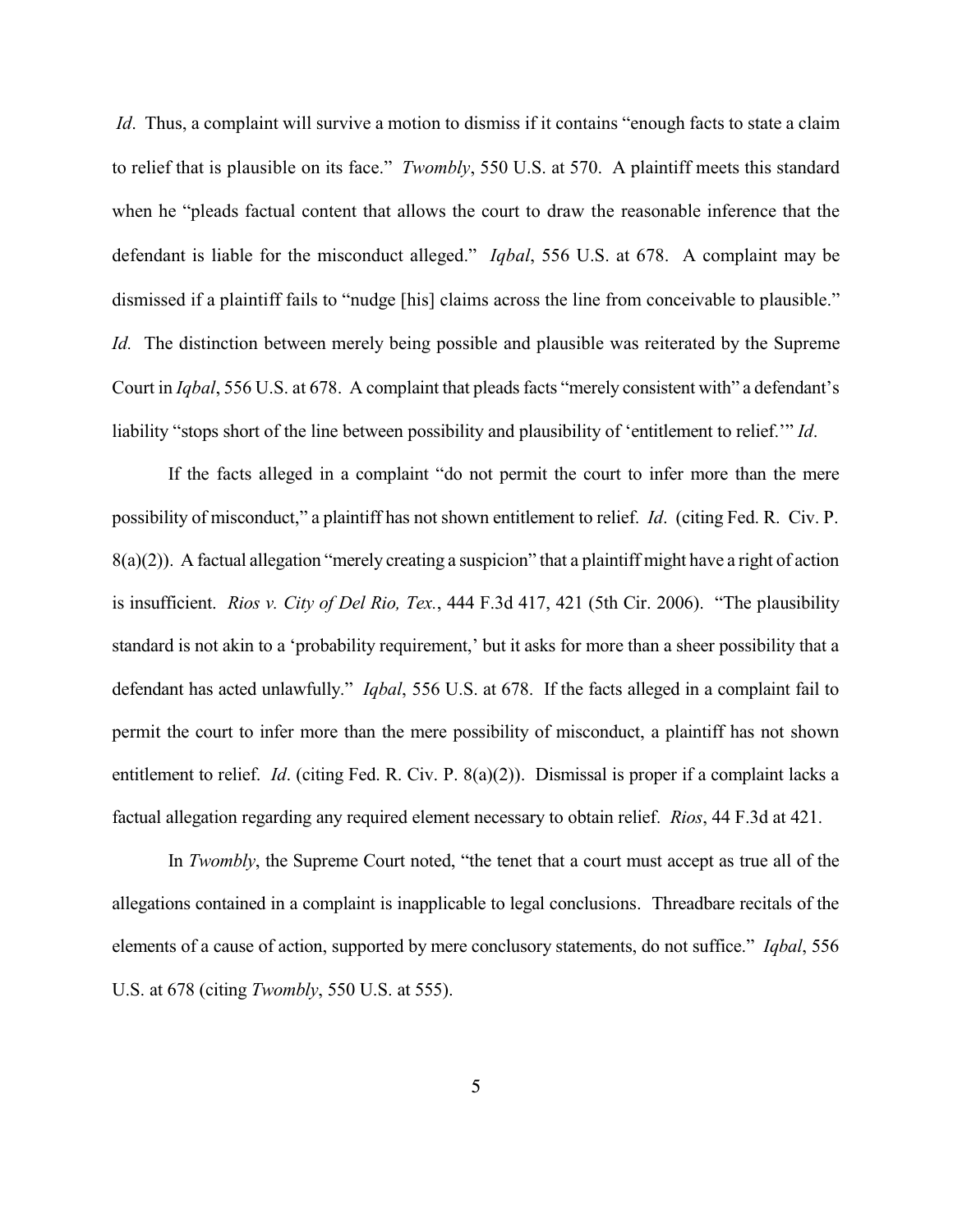*Id*. Thus, a complaint will survive a motion to dismiss if it contains "enough facts to state a claim to relief that is plausible on its face." *Twombly*, 550 U.S. at 570. A plaintiff meets this standard when he "pleads factual content that allows the court to draw the reasonable inference that the defendant is liable for the misconduct alleged." *Iqbal*, 556 U.S. at 678. A complaint may be dismissed if a plaintiff fails to "nudge [his] claims across the line from conceivable to plausible." *Id.* The distinction between merely being possible and plausible was reiterated by the Supreme Court in *Iqbal*, 556 U.S. at 678. A complaint that pleads facts "merely consistent with" a defendant's liability "stops short of the line between possibility and plausibility of 'entitlement to relief.'" *Id*.

If the facts alleged in a complaint "do not permit the court to infer more than the mere possibility of misconduct," a plaintiff has not shown entitlement to relief. *Id*. (citing Fed. R. Civ. P. 8(a)(2)). A factual allegation "merely creating a suspicion" that a plaintiff might have a right of action is insufficient. *Rios v. City of Del Rio, Tex.*, 444 F.3d 417, 421 (5th Cir. 2006). "The plausibility standard is not akin to a 'probability requirement,' but it asks for more than a sheer possibility that a defendant has acted unlawfully." *Iqbal*, 556 U.S. at 678. If the facts alleged in a complaint fail to permit the court to infer more than the mere possibility of misconduct, a plaintiff has not shown entitlement to relief. *Id*. (citing Fed. R. Civ. P. 8(a)(2)). Dismissal is proper if a complaint lacks a factual allegation regarding any required element necessary to obtain relief. *Rios*, 44 F.3d at 421.

In *Twombly*, the Supreme Court noted, "the tenet that a court must accept as true all of the allegations contained in a complaint is inapplicable to legal conclusions. Threadbare recitals of the elements of a cause of action, supported by mere conclusory statements, do not suffice." *Iqbal*, 556 U.S. at 678 (citing *Twombly*, 550 U.S. at 555).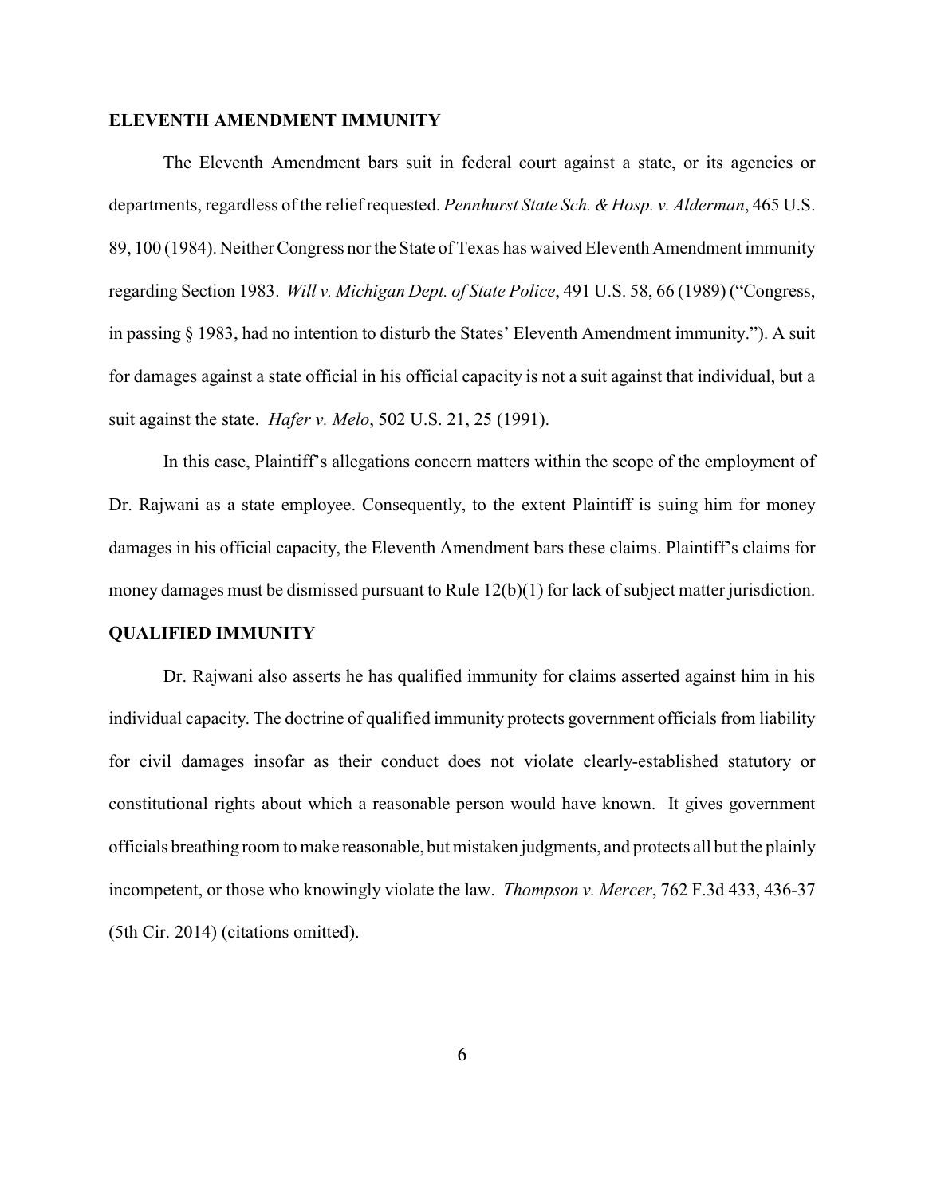## ELEVENTH AMENDMENT IMMUNITY

The Eleventh Amendment bars suit in federal court against a state, or its agencies or departments, regardless of the relief requested. *Pennhurst State Sch. & Hosp. v. Alderman*, 465 U.S. 89, 100 (1984). Neither Congress nor the State of Texas has waived Eleventh Amendment immunity regarding Section 1983. *Will v. Michigan Dept. of State Police*, 491 U.S. 58, 66 (1989) ("Congress, in passing § 1983, had no intention to disturb the States' Eleventh Amendment immunity."). A suit for damages against a state official in his official capacity is not a suit against that individual, but a suit against the state. *Hafer v. Melo*, 502 U.S. 21, 25 (1991).

In this case, Plaintiff's allegations concern matters within the scope of the employment of Dr. Rajwani as a state employee. Consequently, to the extent Plaintiff is suing him for money damages in his official capacity, the Eleventh Amendment bars these claims. Plaintiff's claims for money damages must be dismissed pursuant to Rule 12(b)(1) for lack of subject matter jurisdiction.

## QUALIFIED IMMUNITY

Dr. Rajwani also asserts he has qualified immunity for claims asserted against him in his individual capacity. The doctrine of qualified immunity protects government officials from liability for civil damages insofar as their conduct does not violate clearly-established statutory or constitutional rights about which a reasonable person would have known. It gives government officials breathing room to make reasonable, but mistaken judgments, and protects all but the plainly incompetent, or those who knowingly violate the law. *Thompson v. Mercer*, 762 F.3d 433, 436-37 (5th Cir. 2014) (citations omitted).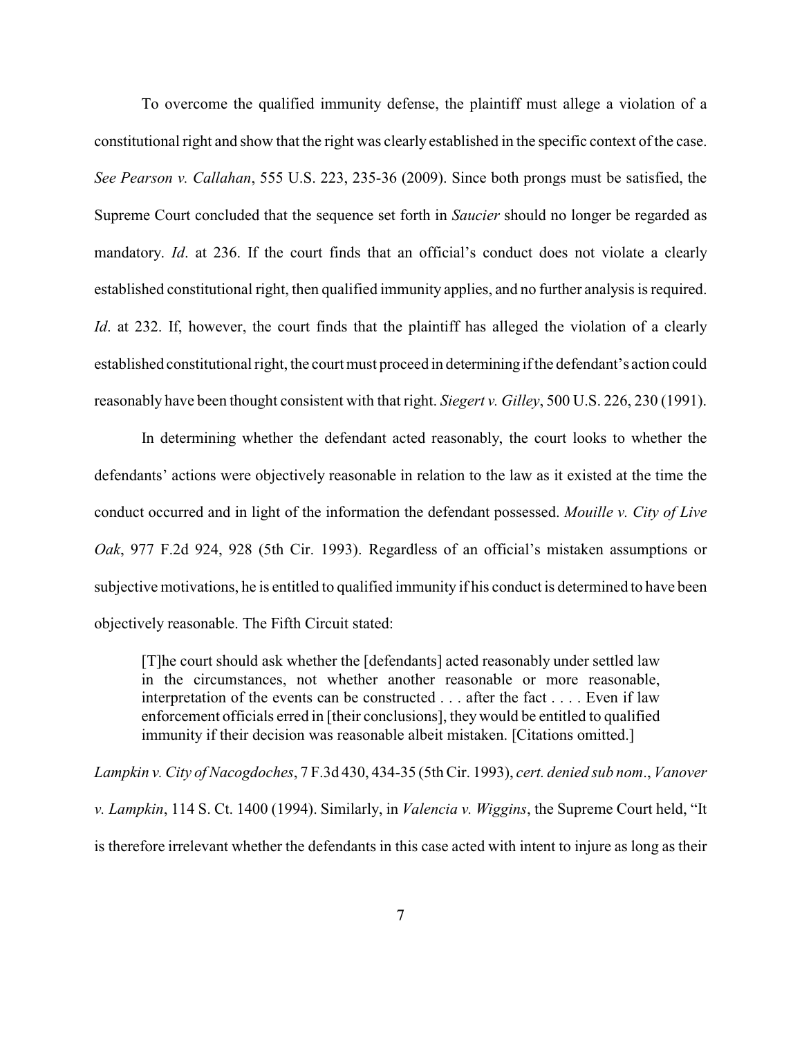To overcome the qualified immunity defense, the plaintiff must allege a violation of a constitutional right and show that the right was clearly established in the specific context of the case. *See Pearson v. Callahan*, 555 U.S. 223, 235-36 (2009). Since both prongs must be satisfied, the Supreme Court concluded that the sequence set forth in *Saucier* should no longer be regarded as mandatory. *Id*. at 236. If the court finds that an official's conduct does not violate a clearly established constitutional right, then qualified immunity applies, and no further analysis is required. *Id*. at 232. If, however, the court finds that the plaintiff has alleged the violation of a clearly established constitutional right, the court must proceed in determining if the defendant's action could reasonably have been thought consistent with that right. *Siegert v. Gilley*, 500 U.S. 226, 230 (1991).

In determining whether the defendant acted reasonably, the court looks to whether the defendants' actions were objectively reasonable in relation to the law as it existed at the time the conduct occurred and in light of the information the defendant possessed. *Mouille v. City of Live Oak*, 977 F.2d 924, 928 (5th Cir. 1993). Regardless of an official's mistaken assumptions or subjective motivations, he is entitled to qualified immunity if his conduct is determined to have been objectively reasonable. The Fifth Circuit stated:

> [T]he court should ask whether the [defendants] acted reasonably under settled law in the circumstances, not whether another reasonable or more reasonable, interpretation of the events can be constructed . . . after the fact . . . . Even if law enforcement officials erred in [their conclusions], they would be entitled to qualified immunity if their decision was reasonable albeit mistaken. [Citations omitted.]

*Lampkin v. City of Nacogdoches*, 7 F.3d 430, 434-35 (5th Cir. 1993), *cert. denied sub nom*., *Vanover v. Lampkin*, 114 S. Ct. 1400 (1994). Similarly, in *Valencia v. Wiggins*, the Supreme Court held, "It is therefore irrelevant whether the defendants in this case acted with intent to injure as long as their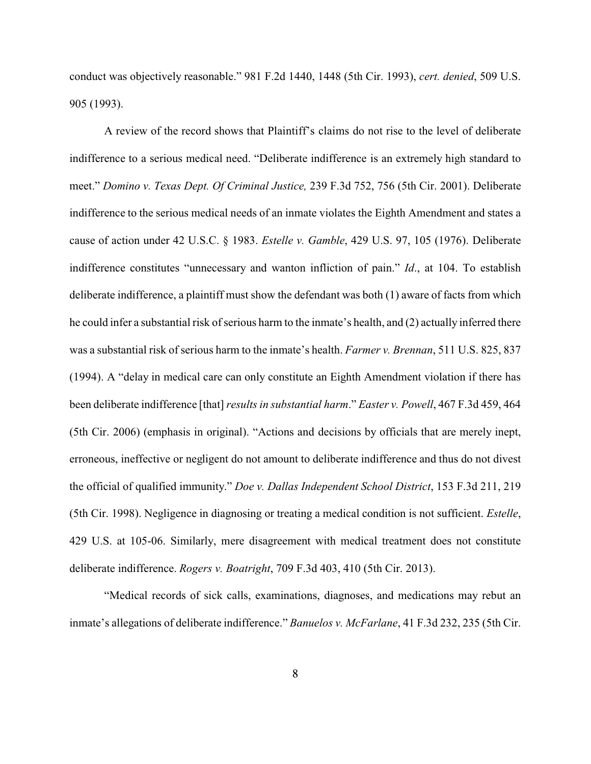conduct was objectively reasonable." 981 F.2d 1440, 1448 (5th Cir. 1993), *cert. denied*, 509 U.S. 905 (1993).

A review of the record shows that Plaintiff's claims do not rise to the level of deliberate indifference to a serious medical need. "Deliberate indifference is an extremely high standard to meet." *Domino v. Texas Dept. Of Criminal Justice,* 239 F.3d 752, 756 (5th Cir. 2001). Deliberate indifference to the serious medical needs of an inmate violates the Eighth Amendment and states a cause of action under 42 U.S.C. § 1983. *Estelle v. Gamble*, 429 U.S. 97, 105 (1976). Deliberate indifference constitutes "unnecessary and wanton infliction of pain." *Id*., at 104. To establish deliberate indifference, a plaintiff must show the defendant was both (1) aware of facts from which he could infer a substantial risk of serious harm to the inmate's health, and (2) actually inferred there was a substantial risk of serious harm to the inmate's health. *Farmer v. Brennan*, 511 U.S. 825, 837 (1994). A "delay in medical care can only constitute an Eighth Amendment violation if there has been deliberate indifference [that] *results in substantial harm*." *Easter v. Powell*, 467 F.3d 459, 464 (5th Cir. 2006) (emphasis in original). "Actions and decisions by officials that are merely inept, erroneous, ineffective or negligent do not amount to deliberate indifference and thus do not divest the official of qualified immunity." *Doe v. Dallas Independent School District*, 153 F.3d 211, 219 (5th Cir. 1998). Negligence in diagnosing or treating a medical condition is not sufficient. *Estelle*, 429 U.S. at 105-06. Similarly, mere disagreement with medical treatment does not constitute deliberate indifference. *Rogers v. Boatright*, 709 F.3d 403, 410 (5th Cir. 2013).

"Medical records of sick calls, examinations, diagnoses, and medications may rebut an inmate's allegations of deliberate indifference." *Banuelos v. McFarlane*, 41 F.3d 232, 235 (5th Cir.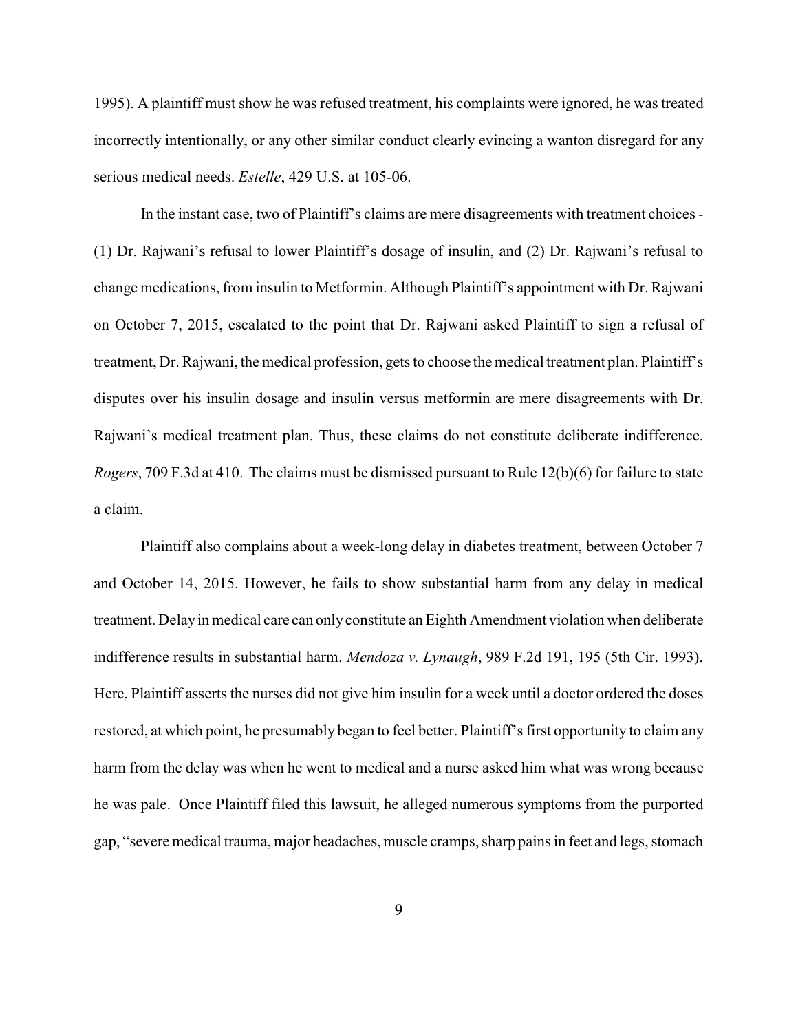1995). A plaintiff must show he was refused treatment, his complaints were ignored, he was treated incorrectly intentionally, or any other similar conduct clearly evincing a wanton disregard for any serious medical needs. *Estelle*, 429 U.S. at 105-06.

In the instant case, two of Plaintiff's claims are mere disagreements with treatment choices - (1) Dr. Rajwani's refusal to lower Plaintiff's dosage of insulin, and (2) Dr. Rajwani's refusal to change medications, from insulin to Metformin. Although Plaintiff's appointment with Dr. Rajwani on October 7, 2015, escalated to the point that Dr. Rajwani asked Plaintiff to sign a refusal of treatment, Dr. Rajwani, the medical profession, gets to choose the medical treatment plan. Plaintiff's disputes over his insulin dosage and insulin versus metformin are mere disagreements with Dr. Rajwani's medical treatment plan. Thus, these claims do not constitute deliberate indifference. *Rogers*, 709 F.3d at 410. The claims must be dismissed pursuant to Rule 12(b)(6) for failure to state a claim.

Plaintiff also complains about a week-long delay in diabetes treatment, between October 7 and October 14, 2015. However, he fails to show substantial harm from any delay in medical treatment. Delay in medical care can only constitute an Eighth Amendment violation when deliberate indifference results in substantial harm. *Mendoza v. Lynaugh*, 989 F.2d 191, 195 (5th Cir. 1993). Here, Plaintiff asserts the nurses did not give him insulin for a week until a doctor ordered the doses restored, at which point, he presumably began to feel better. Plaintiff's first opportunity to claim any harm from the delay was when he went to medical and a nurse asked him what was wrong because he was pale. Once Plaintiff filed this lawsuit, he alleged numerous symptoms from the purported gap, "severe medical trauma, major headaches, muscle cramps, sharp pains in feet and legs, stomach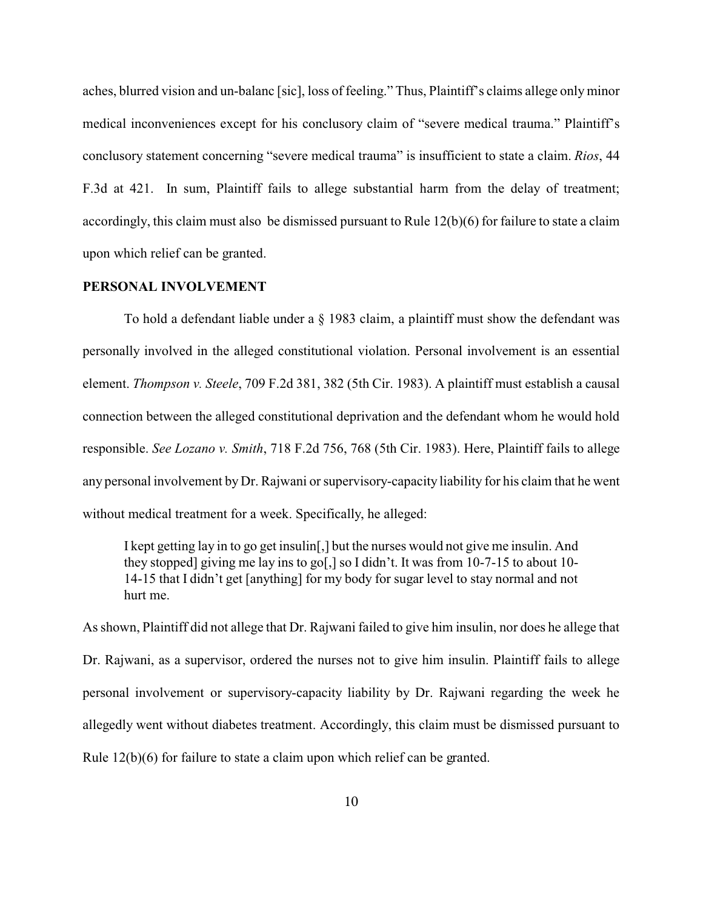aches, blurred vision and un-balanc [sic], loss of feeling." Thus, Plaintiff's claims allege only minor medical inconveniences except for his conclusory claim of "severe medical trauma." Plaintiff's conclusory statement concerning "severe medical trauma" is insufficient to state a claim. *Rios*, 44 F.3d at 421. In sum, Plaintiff fails to allege substantial harm from the delay of treatment; accordingly, this claim must also be dismissed pursuant to Rule 12(b)(6) for failure to state a claim upon which relief can be granted.

**PERSONAL INVOLVEMENT**

To hold a defendant liable under a § 1983 claim, a plaintiff must show the defendant was personally involved in the alleged constitutional violation. Personal involvement is an essential element. *Thompson v. Steele*, 709 F.2d 381, 382 (5th Cir. 1983). A plaintiff must establish a causal connection between the alleged constitutional deprivation and the defendant whom he would hold responsible. *See Lozano v. Smith*, 718 F.2d 756, 768 (5th Cir. 1983). Here, Plaintiff fails to allege any personal involvement by Dr. Rajwani or supervisory-capacity liability for his claim that he went without medical treatment for a week. Specifically, he alleged:

> I kept getting lay in to go get insulin[,] but the nurses would not give me insulin. And they stopped] giving me lay ins to go[,] so I didn't. It was from 10-7-15 to about 10-14-15 that I didn't get [anything] for my body for sugar level to stay normal and not hurt me.

As shown, Plaintiff did not allege that Dr. Rajwani failed to give him insulin, nor does he allege that Dr. Rajwani, as a supervisor, ordered the nurses not to give him insulin. Plaintiff fails to allege personal involvement or supervisory-capacity liability by Dr. Rajwani regarding the week he allegedly went without diabetes treatment. Accordingly, this claim must be dismissed pursuant to Rule 12(b)(6) for failure to state a claim upon which relief can be granted.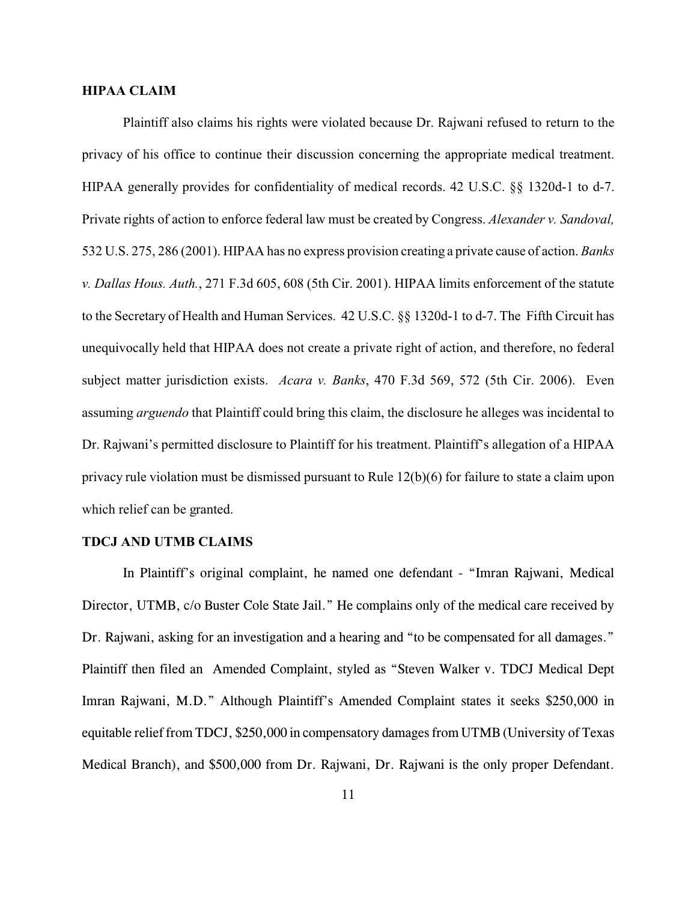**HIPAA CLAIM**

Plaintiff also claims his rights were violated because Dr. Rajwani refused to return to the privacy of his office to continue their discussion concerning the appropriate medical treatment. HIPAA generally provides for confidentiality of medical records. 42 U.S.C. §§ 1320d-1 to d-7. Private rights of action to enforce federal law must be created by Congress. *Alexander v. Sandoval,* 532 U.S. 275, 286 (2001). HIPAA has no express provision creating a private cause of action. *Banks v. Dallas Hous. Auth.*, 271 F.3d 605, 608 (5th Cir. 2001). HIPAA limits enforcement of the statute to the Secretary of Health and Human Services. 42 U.S.C. §§ 1320d-1 to d-7. The Fifth Circuit has unequivocally held that HIPAA does not create a private right of action, and therefore, no federal subject matter jurisdiction exists. *Acara v. Banks*, 470 F.3d 569, 572 (5th Cir. 2006). Even assuming *arguendo* that Plaintiff could bring this claim, the disclosure he alleges was incidental to Dr. Rajwani's permitted disclosure to Plaintiff for his treatment. Plaintiff's allegation of a HIPAA privacy rule violation must be dismissed pursuant to Rule 12(b)(6) for failure to state a claim upon which relief can be granted.

**TDCJ AND UTMB CLAIMS**

In Plaintiff's original complaint, he named one defendant - "Imran Rajwani, Medical Director, UTMB, c/o Buster Cole State Jail." He complains only of the medical care received by Dr. Rajwani, asking for an investigation and a hearing and "to be compensated for all damages." Plaintiff then filed an Amended Complaint, styled as "Steven Walker v. TDCJ Medical Dept Imran Rajwani, M.D." Although Plaintiff's Amended Complaint states it seeks $250,000 in equitable relief from TDCJ, $250,000 in compensatory damages from UTMB (University of Texas Medical Branch), and $500,000 from Dr. Rajwani, Dr. Rajwani is the only proper Defendant.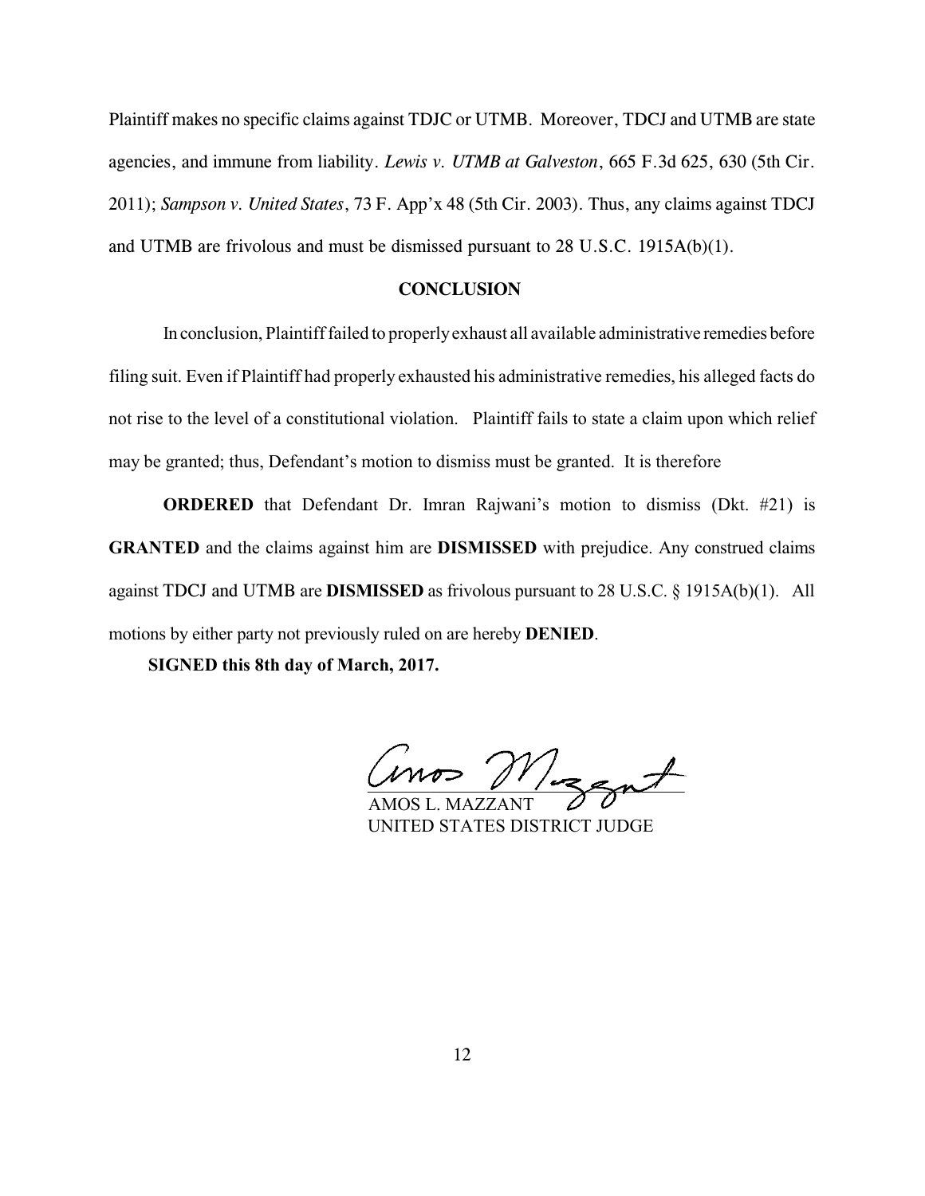Plaintiff makes no specific claims against TDJC or UTMB. Moreover, TDCJ and UTMB are state agencies, and immune from liability. *Lewis v. UTMB at Galveston*, 665 F.3d 625, 630 (5th Cir. 2011); *Sampson v. United States*, 73 F. App'x 48 (5th Cir. 2003). Thus, any claims against TDCJ and UTMB are frivolous and must be dismissed pursuant to 28 U.S.C. 1915A(b)(1).

## CONCLUSION

In conclusion, Plaintiff failed to properly exhaust all available administrative remedies before filing suit. Even if Plaintiff had properly exhausted his administrative remedies, his alleged facts do not rise to the level of a constitutional violation. Plaintiff fails to state a claim upon which relief may be granted; thus, Defendant's motion to dismiss must be granted. It is therefore

**ORDERED** that Defendant Dr. Imran Rajwani's motion to dismiss (Dkt. #21) is **GRANTED** and the claims against him are **DISMISSED** with prejudice. Any construed claims against TDCJ and UTMB are **DISMISSED** as frivolous pursuant to 28 U.S.C. § 1915A(b)(1). All motions by either party not previously ruled on are hereby **DENIED**.

**SIGNED this 8th day of March, 2017.**

AMOS L. MAZZANT
UNITED STATES DISTRICT JUDGE